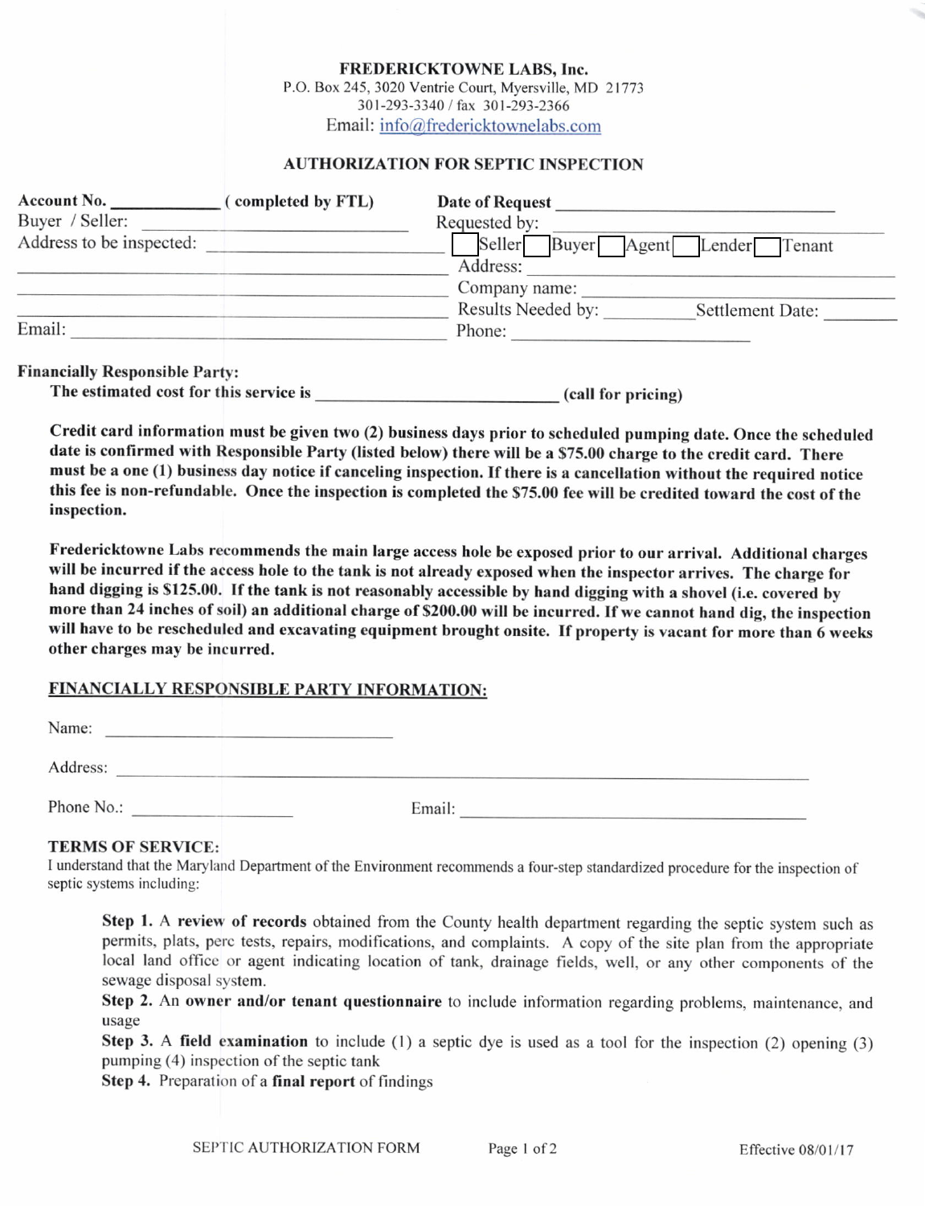**FREDERICKTOWNE LABS, Inc.**
P.O. Box 245, 3020 Ventrie Court, Myersville, MD 21773
301-293-3340 / fax 301-293-2366
Email: info@fredericktownelabs.com

## AUTHORIZATION FOR SEPTIC INSPECTION

**Account No.** ____________ **( completed by FTL)**

Buyer / Seller: ______________________________

Address to be inspected: ______________________________

______________________________

______________________________

Email: ______________________________

**Date of Request** ______________________________

Requested by: ______________________________

☐ Seller ☐ Buyer ☐ Agent ☐ Lender ☐ Tenant

Address: ______________________________

Company name: ______________________________

Results Needed by: __________ Settlement Date: ________

Phone: ______________________________

**Financially Responsible Party:**

**The estimated cost for this service is** ______________________ **(call for pricing)**

**Credit card information must be given two (2) business days prior to scheduled pumping date. Once the scheduled date is confirmed with Responsible Party (listed below) there will be a $75.00 charge to the credit card. There must be a one (1) business day notice if canceling inspection. If there is a cancellation without the required notice this fee is non-refundable. Once the inspection is completed the $75.00 fee will be credited toward the cost of the inspection.**

**Fredericktowne Labs recommends the main large access hole be exposed prior to our arrival. Additional charges will be incurred if the access hole to the tank is not already exposed when the inspector arrives. The charge for hand digging is $125.00. If the tank is not reasonably accessible by hand digging with a shovel (i.e. covered by more than 24 inches of soil) an additional charge of $200.00 will be incurred. If we cannot hand dig, the inspection will have to be rescheduled and excavating equipment brought onsite. If property is vacant for more than 6 weeks other charges may be incurred.**

### FINANCIALLY RESPONSIBLE PARTY INFORMATION:

Name: ______________________________

Address: ______________________________

Phone No.: ________________ Email: ______________________________

### TERMS OF SERVICE:

I understand that the Maryland Department of the Environment recommends a four-step standardized procedure for the inspection of septic systems including:

**Step 1.** A **review of records** obtained from the County health department regarding the septic system such as permits, plats, perc tests, repairs, modifications, and complaints. A copy of the site plan from the appropriate local land office or agent indicating location of tank, drainage fields, well, or any other components of the sewage disposal system.

**Step 2.** An **owner and/or tenant questionnaire** to include information regarding problems, maintenance, and usage

**Step 3.** A **field examination** to include (1) a septic dye is used as a tool for the inspection (2) opening (3) pumping (4) inspection of the septic tank

**Step 4.** Preparation of a **final report** of findings

SEPTIC AUTHORIZATION FORM Effective 08/01/17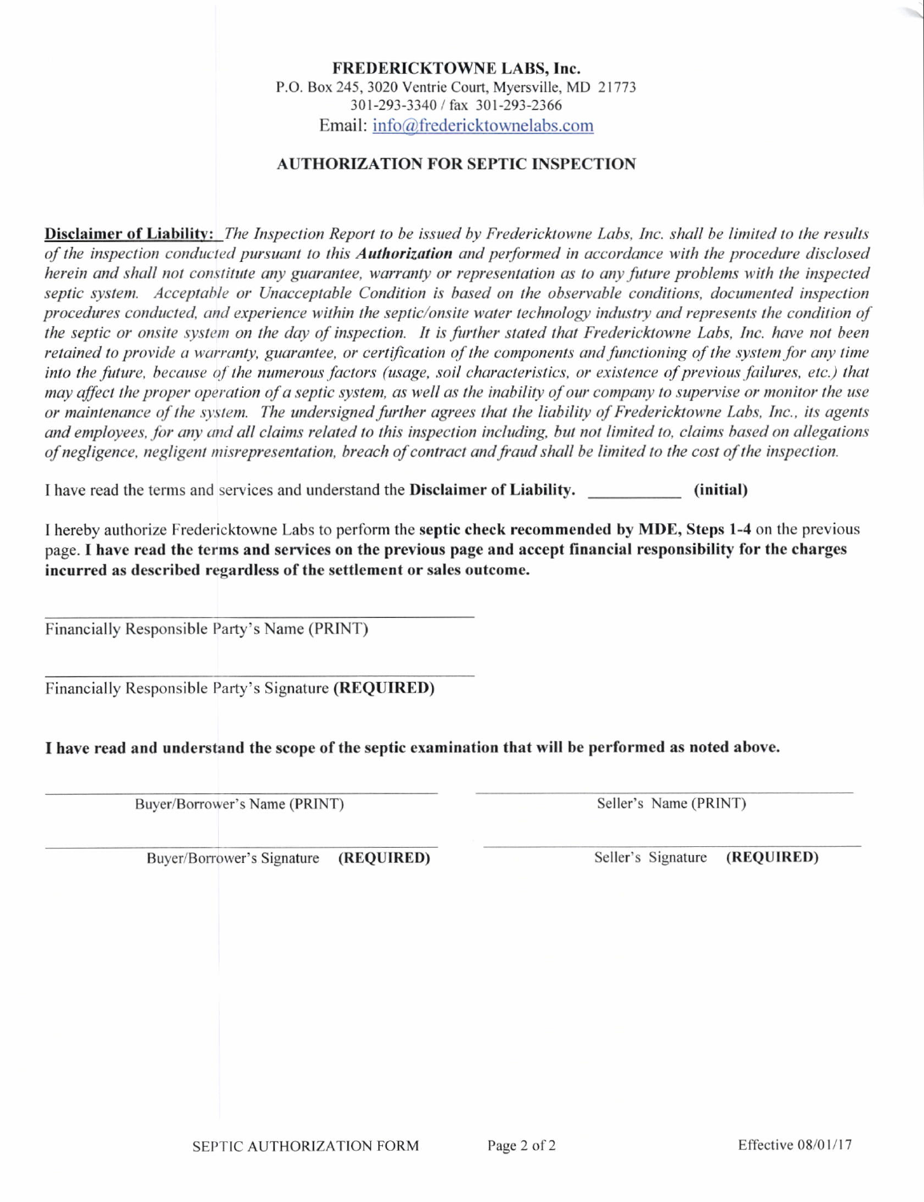**FREDERICKTOWNE LABS, Inc.**
P.O. Box 245, 3020 Ventrie Court, Myersville, MD 21773
301-293-3340 / fax 301-293-2366
Email: info@fredericktownelabs.com

## AUTHORIZATION FOR SEPTIC INSPECTION

**Disclaimer of Liability:** *The Inspection Report to be issued by Fredericktowne Labs, Inc. shall be limited to the results of the inspection conducted pursuant to this* ***Authorization*** *and performed in accordance with the procedure disclosed herein and shall not constitute any guarantee, warranty or representation as to any future problems with the inspected septic system. Acceptable or Unacceptable Condition is based on the observable conditions, documented inspection procedures conducted, and experience within the septic/onsite water technology industry and represents the condition of the septic or onsite system on the day of inspection. It is further stated that Fredericktowne Labs, Inc. have not been retained to provide a warranty, guarantee, or certification of the components and functioning of the system for any time into the future, because of the numerous factors (usage, soil characteristics, or existence of previous failures, etc.) that may affect the proper operation of a septic system, as well as the inability of our company to supervise or monitor the use or maintenance of the system. The undersigned further agrees that the liability of Fredericktowne Labs, Inc., its agents and employees, for any and all claims related to this inspection including, but not limited to, claims based on allegations of negligence, negligent misrepresentation, breach of contract and fraud shall be limited to the cost of the inspection.*

I have read the terms and services and understand the **Disclaimer of Liability.** __________ **(initial)**

I hereby authorize Fredericktowne Labs to perform the **septic check recommended by MDE, Steps 1-4** on the previous page. **I have read the terms and services on the previous page and accept financial responsibility for the charges incurred as described regardless of the settlement or sales outcome.**

______________________________
Financially Responsible Party's Name (PRINT)

______________________________
Financially Responsible Party's Signature **(REQUIRED)**

**I have read and understand the scope of the septic examination that will be performed as noted above.**

______________________________
Buyer/Borrower's Name (PRINT)

______________________________
Seller's Name (PRINT)

______________________________
Buyer/Borrower's Signature **(REQUIRED)**

______________________________
Seller's Signature **(REQUIRED)**

SEPTIC AUTHORIZATION FORM  Effective 08/01/17